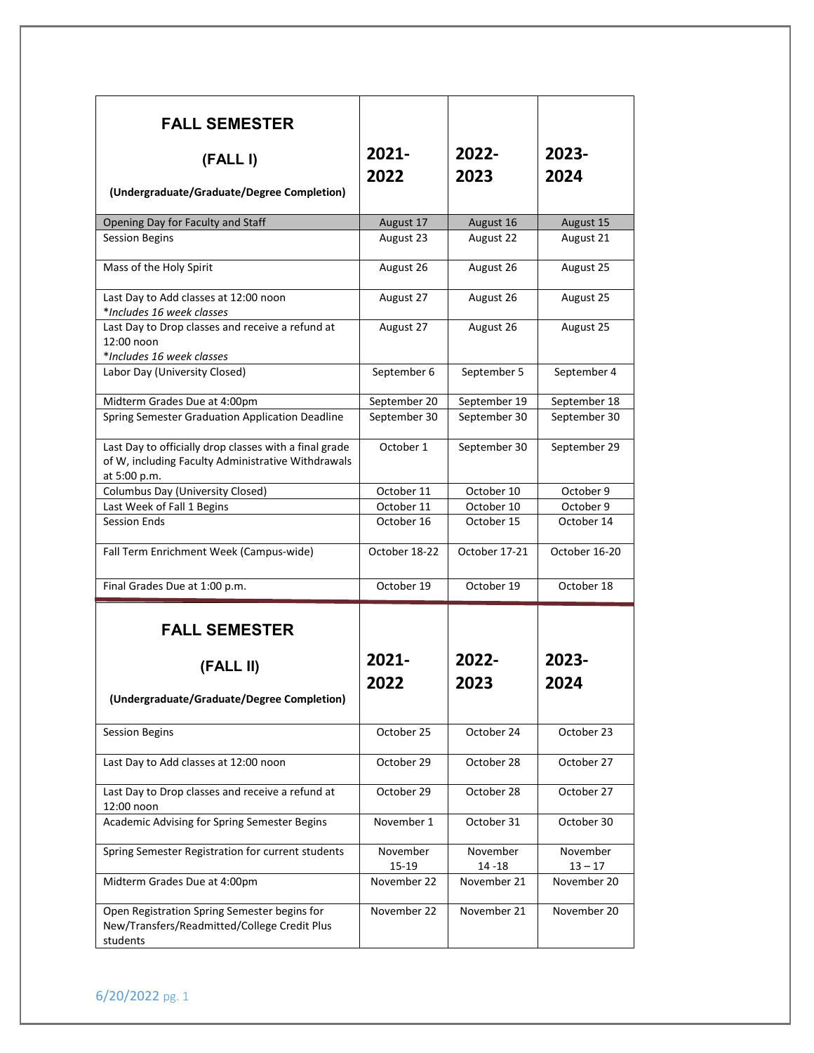| FALL SEMESTER (FALL I) (Undergraduate/Graduate/Degree Completion) | 2021-2022 | 2022-2023 | 2023-2024 |
| --- | --- | --- | --- |
| Opening Day for Faculty and Staff | August 17 | August 16 | August 15 |
| Session Begins | August 23 | August 22 | August 21 |
| Mass of the Holy Spirit | August 26 | August 26 | August 25 |
| Last Day to Add classes at 12:00 noon *Includes 16 week classes* | August 27 | August 26 | August 25 |
| Last Day to Drop classes and receive a refund at 12:00 noon *Includes 16 week classes* | August 27 | August 26 | August 25 |
| Labor Day (University Closed) | September 6 | September 5 | September 4 |
| Midterm Grades Due at 4:00pm | September 20 | September 19 | September 18 |
| Spring Semester Graduation Application Deadline | September 30 | September 30 | September 30 |
| Last Day to officially drop classes with a final grade of W, including Faculty Administrative Withdrawals at 5:00 p.m. | October 1 | September 30 | September 29 |
| Columbus Day (University Closed) | October 11 | October 10 | October 9 |
| Last Week of Fall 1 Begins | October 11 | October 10 | October 9 |
| Session Ends | October 16 | October 15 | October 14 |
| Fall Term Enrichment Week (Campus-wide) | October 18-22 | October 17-21 | October 16-20 |
| Final Grades Due at 1:00 p.m. | October 19 | October 19 | October 18 |

| FALL SEMESTER (FALL II) (Undergraduate/Graduate/Degree Completion) | 2021-2022 | 2022-2023 | 2023-2024 |
| --- | --- | --- | --- |
| Session Begins | October 25 | October 24 | October 23 |
| Last Day to Add classes at 12:00 noon | October 29 | October 28 | October 27 |
| Last Day to Drop classes and receive a refund at 12:00 noon | October 29 | October 28 | October 27 |
| Academic Advising for Spring Semester Begins | November 1 | October 31 | October 30 |
| Spring Semester Registration for current students | November 15-19 | November 14 -18 | November 13 – 17 |
| Midterm Grades Due at 4:00pm | November 22 | November 21 | November 20 |
| Open Registration Spring Semester begins for New/Transfers/Readmitted/College Credit Plus students | November 22 | November 21 | November 20 |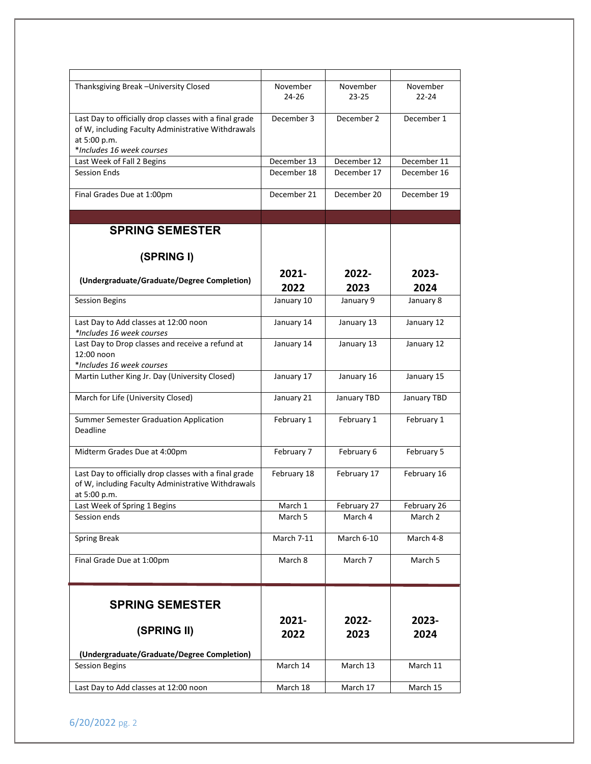| | | | |
|---|---|---|---|
| Thanksgiving Break –University Closed | November 24-26 | November 23-25 | November 22-24 |
| Last Day to officially drop classes with a final grade of W, including Faculty Administrative Withdrawals at 5:00 p.m.<br>*Includes 16 week courses* | December 3 | December 2 | December 1 |
| Last Week of Fall 2 Begins | December 13 | December 12 | December 11 |
| Session Ends | December 18 | December 17 | December 16 |
| Final Grades Due at 1:00pm | December 21 | December 20 | December 19 |

| **SPRING SEMESTER (SPRING I) (Undergraduate/Graduate/Degree Completion)** | **2021-2022** | **2022-2023** | **2023-2024** |
|---|---|---|---|
| Session Begins | January 10 | January 9 | January 8 |
| Last Day to Add classes at 12:00 noon<br>*Includes 16 week courses* | January 14 | January 13 | January 12 |
| Last Day to Drop classes and receive a refund at 12:00 noon<br>*Includes 16 week courses | January 14 | January 13 | January 12 |
| Martin Luther King Jr. Day (University Closed) | January 17 | January 16 | January 15 |
| March for Life (University Closed) | January 21 | January TBD | January TBD |
| Summer Semester Graduation Application Deadline | February 1 | February 1 | February 1 |
| Midterm Grades Due at 4:00pm | February 7 | February 6 | February 5 |
| Last Day to officially drop classes with a final grade of W, including Faculty Administrative Withdrawals at 5:00 p.m. | February 18 | February 17 | February 16 |
| Last Week of Spring 1 Begins | March 1 | February 27 | February 26 |
| Session ends | March 5 | March 4 | March 2 |
| Spring Break | March 7-11 | March 6-10 | March 4-8 |
| Final Grade Due at 1:00pm | March 8 | March 7 | March 5 |

| **SPRING SEMESTER (SPRING II) (Undergraduate/Graduate/Degree Completion)** | **2021-2022** | **2022-2023** | **2023-2024** |
|---|---|---|---|
| Session Begins | March 14 | March 13 | March 11 |
| Last Day to Add classes at 12:00 noon | March 18 | March 17 | March 15 |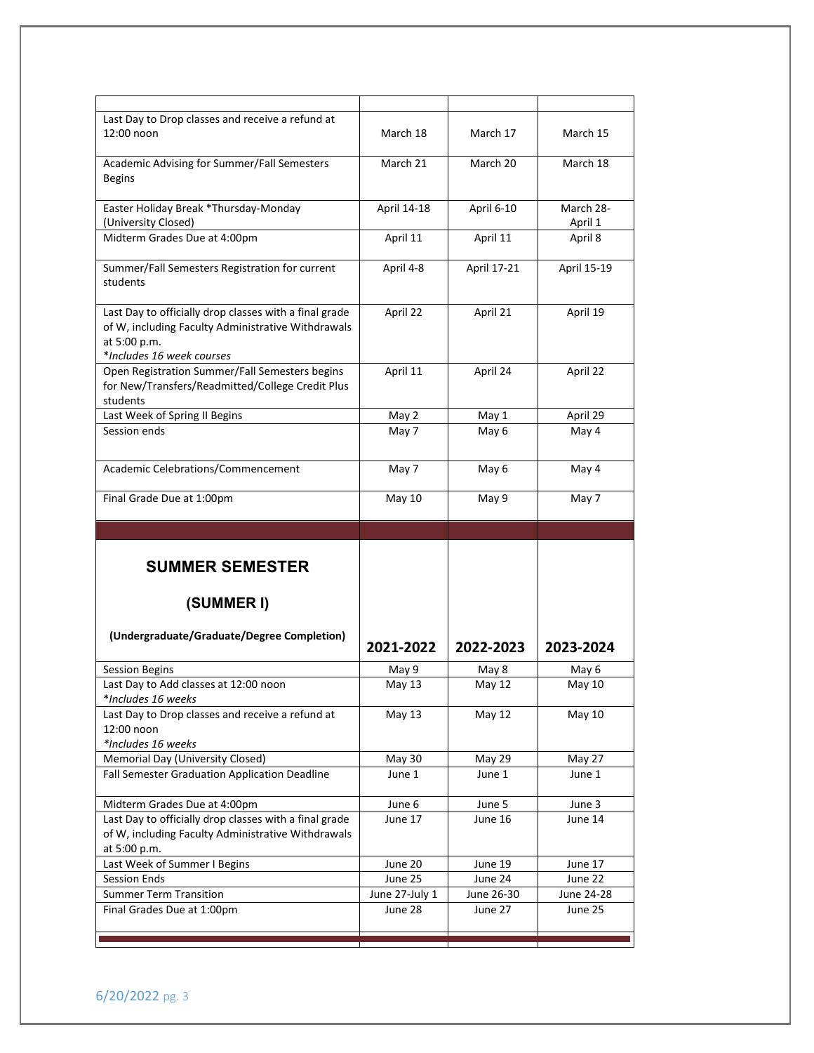| | | | |
|---|---|---|---|
| Last Day to Drop classes and receive a refund at 12:00 noon | March 18 | March 17 | March 15 |
| Academic Advising for Summer/Fall Semesters Begins | March 21 | March 20 | March 18 |
| Easter Holiday Break *Thursday-Monday (University Closed) | April 14-18 | April 6-10 | March 28-April 1 |
| Midterm Grades Due at 4:00pm | April 11 | April 11 | April 8 |
| Summer/Fall Semesters Registration for current students | April 4-8 | April 17-21 | April 15-19 |
| Last Day to officially drop classes with a final grade of W, including Faculty Administrative Withdrawals at 5:00 p.m. *Includes 16 week courses* | April 22 | April 21 | April 19 |
| Open Registration Summer/Fall Semesters begins for New/Transfers/Readmitted/College Credit Plus students | April 11 | April 24 | April 22 |
| Last Week of Spring II Begins | May 2 | May 1 | April 29 |
| Session ends | May 7 | May 6 | May 4 |
| Academic Celebrations/Commencement | May 7 | May 6 | May 4 |
| Final Grade Due at 1:00pm | May 10 | May 9 | May 7 |

| **SUMMER SEMESTER (SUMMER I) (Undergraduate/Graduate/Degree Completion)** | **2021-2022** | **2022-2023** | **2023-2024** |
|---|---|---|---|
| Session Begins | May 9 | May 8 | May 6 |
| Last Day to Add classes at 12:00 noon *Includes 16 weeks* | May 13 | May 12 | May 10 |
| Last Day to Drop classes and receive a refund at 12:00 noon *Includes 16 weeks* | May 13 | May 12 | May 10 |
| Memorial Day (University Closed) | May 30 | May 29 | May 27 |
| Fall Semester Graduation Application Deadline | June 1 | June 1 | June 1 |
| Midterm Grades Due at 4:00pm | June 6 | June 5 | June 3 |
| Last Day to officially drop classes with a final grade of W, including Faculty Administrative Withdrawals at 5:00 p.m. | June 17 | June 16 | June 14 |
| Last Week of Summer I Begins | June 20 | June 19 | June 17 |
| Session Ends | June 25 | June 24 | June 22 |
| Summer Term Transition | June 27-July 1 | June 26-30 | June 24-28 |
| Final Grades Due at 1:00pm | June 28 | June 27 | June 25 |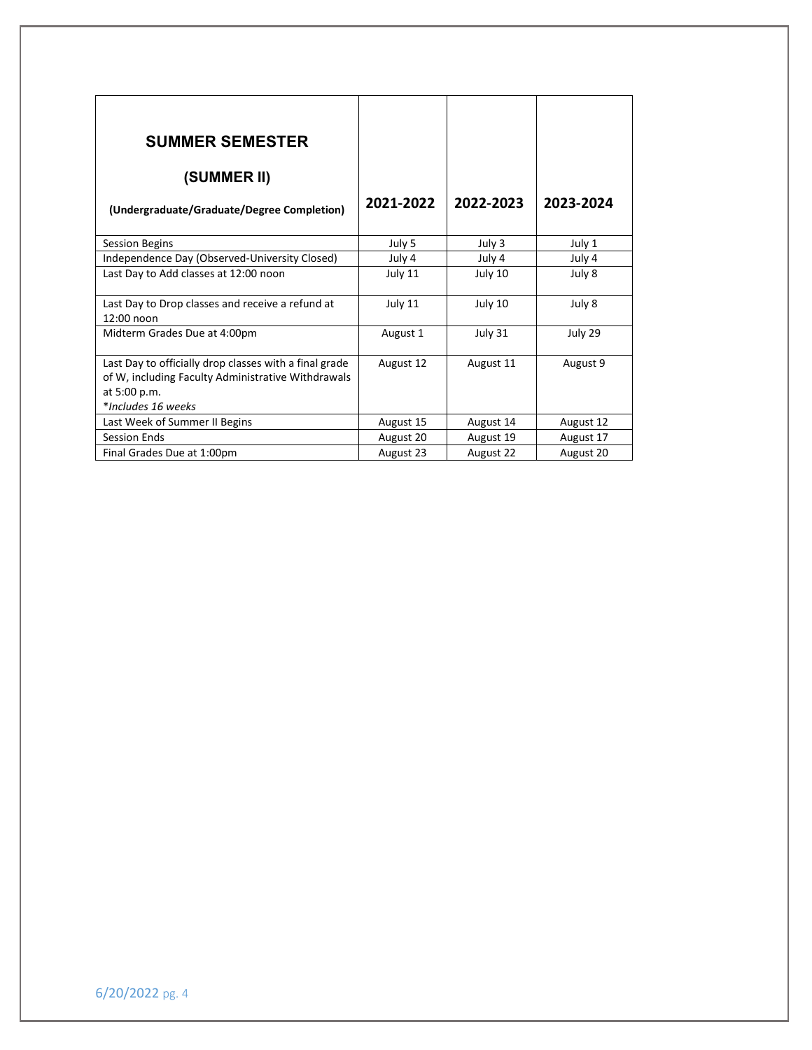| SUMMER SEMESTER (SUMMER II) (Undergraduate/Graduate/Degree Completion) | 2021-2022 | 2022-2023 | 2023-2024 |
|---|---|---|---|
| Session Begins | July 5 | July 3 | July 1 |
| Independence Day (Observed-University Closed) | July 4 | July 4 | July 4 |
| Last Day to Add classes at 12:00 noon | July 11 | July 10 | July 8 |
| Last Day to Drop classes and receive a refund at 12:00 noon | July 11 | July 10 | July 8 |
| Midterm Grades Due at 4:00pm | August 1 | July 31 | July 29 |
| Last Day to officially drop classes with a final grade of W, including Faculty Administrative Withdrawals at 5:00 p.m. *Includes 16 weeks* | August 12 | August 11 | August 9 |
| Last Week of Summer II Begins | August 15 | August 14 | August 12 |
| Session Ends | August 20 | August 19 | August 17 |
| Final Grades Due at 1:00pm | August 23 | August 22 | August 20 |

6/20/2022